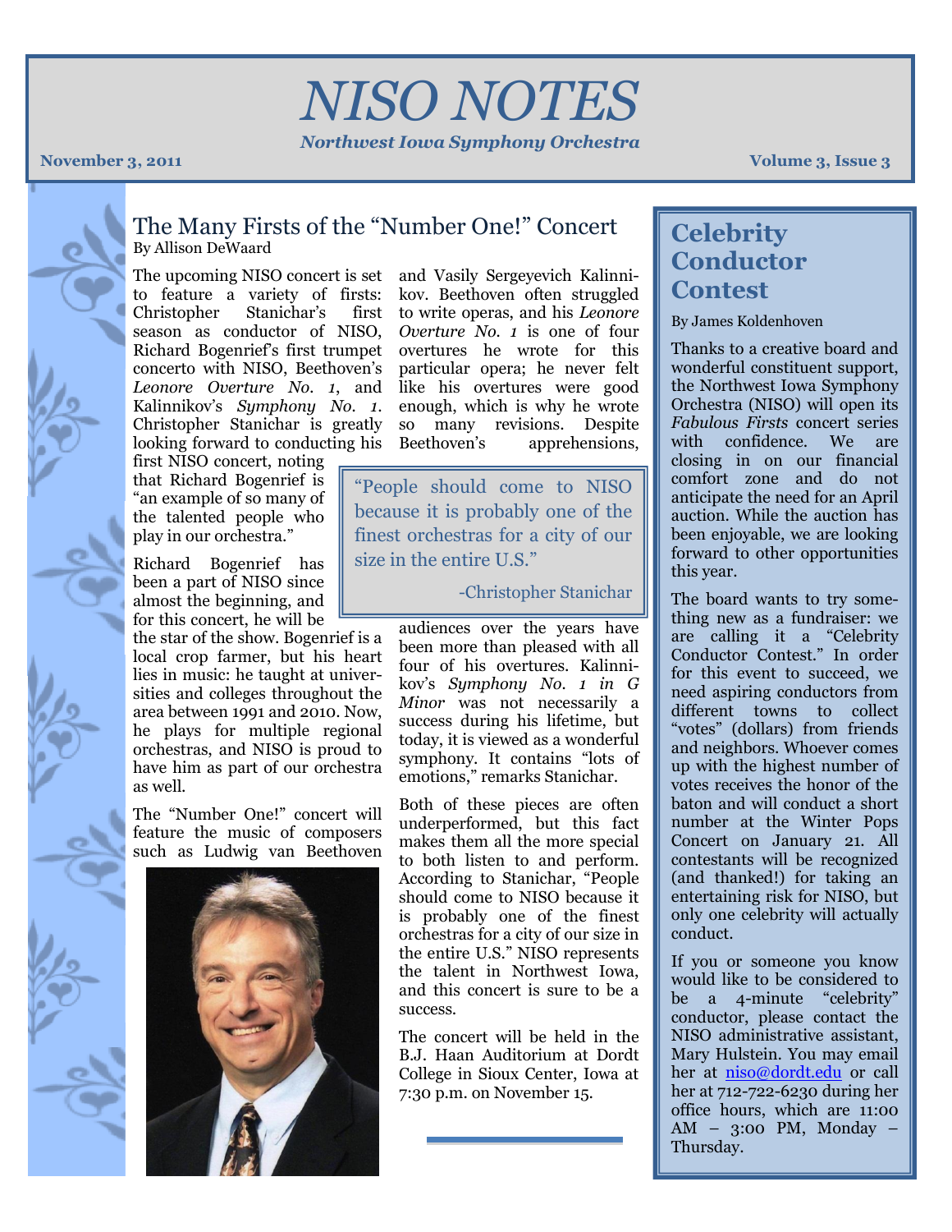# NISO NOTES

***Northwest Iowa Symphony Orchestra***

**November 3, 2011** **Volume 3, Issue 3**

## The Many Firsts of the "Number One!" Concert

By Allison DeWaard

The upcoming NISO concert is set to feature a variety of firsts: Christopher Stanichar's first season as conductor of NISO, Richard Bogenrief's first trumpet concerto with NISO, Beethoven's *Leonore Overture No. 1*, and Kalinnikov's *Symphony No. 1*. Christopher Stanichar is greatly looking forward to conducting his first NISO concert, noting that Richard Bogenrief is "an example of so many of the talented people who play in our orchestra."

Richard Bogenrief has been a part of NISO since almost the beginning, and for this concert, he will be the star of the show. Bogenrief is a local crop farmer, but his heart lies in music: he taught at universities and colleges throughout the area between 1991 and 2010. Now, he plays for multiple regional orchestras, and NISO is proud to have him as part of our orchestra as well.

The "Number One!" concert will feature the music of composers such as Ludwig van Beethoven and Vasily Sergeyevich Kalinnikov. Beethoven often struggled to write operas, and his *Leonore Overture No. 1* is one of four overtures he wrote for this particular opera; he never felt like his overtures were good enough, which is why he wrote so many revisions. Despite Beethoven's apprehensions, audiences over the years have been more than pleased with all four of his overtures. Kalinnikov's *Symphony No. 1 in G Minor* was not necessarily a success during his lifetime, but today, it is viewed as a wonderful symphony. It contains "lots of emotions," remarks Stanichar.

> "People should come to NISO because it is probably one of the finest orchestras for a city of our size in the entire U.S."
>
> -Christopher Stanichar

Both of these pieces are often underperformed, but this fact makes them all the more special to both listen to and perform. According to Stanichar, "People should come to NISO because it is probably one of the finest orchestras for a city of our size in the entire U.S." NISO represents the talent in Northwest Iowa, and this concert is sure to be a success.

The concert will be held in the B.J. Haan Auditorium at Dordt College in Sioux Center, Iowa at 7:30 p.m. on November 15.

## Celebrity Conductor Contest

By James Koldenhoven

Thanks to a creative board and wonderful constituent support, the Northwest Iowa Symphony Orchestra (NISO) will open its *Fabulous Firsts* concert series with confidence. We are closing in on our financial comfort zone and do not anticipate the need for an April auction. While the auction has been enjoyable, we are looking forward to other opportunities this year.

The board wants to try something new as a fundraiser: we are calling it a "Celebrity Conductor Contest." In order for this event to succeed, we need aspiring conductors from different towns to collect "votes" (dollars) from friends and neighbors. Whoever comes up with the highest number of votes receives the honor of the baton and will conduct a short number at the Winter Pops Concert on January 21. All contestants will be recognized (and thanked!) for taking an entertaining risk for NISO, but only one celebrity will actually conduct.

If you or someone you know would like to be considered to be a 4-minute "celebrity" conductor, please contact the NISO administrative assistant, Mary Hulstein. You may email her at niso@dordt.edu or call her at 712-722-6230 during her office hours, which are 11:00 AM – 3:00 PM, Monday – Thursday.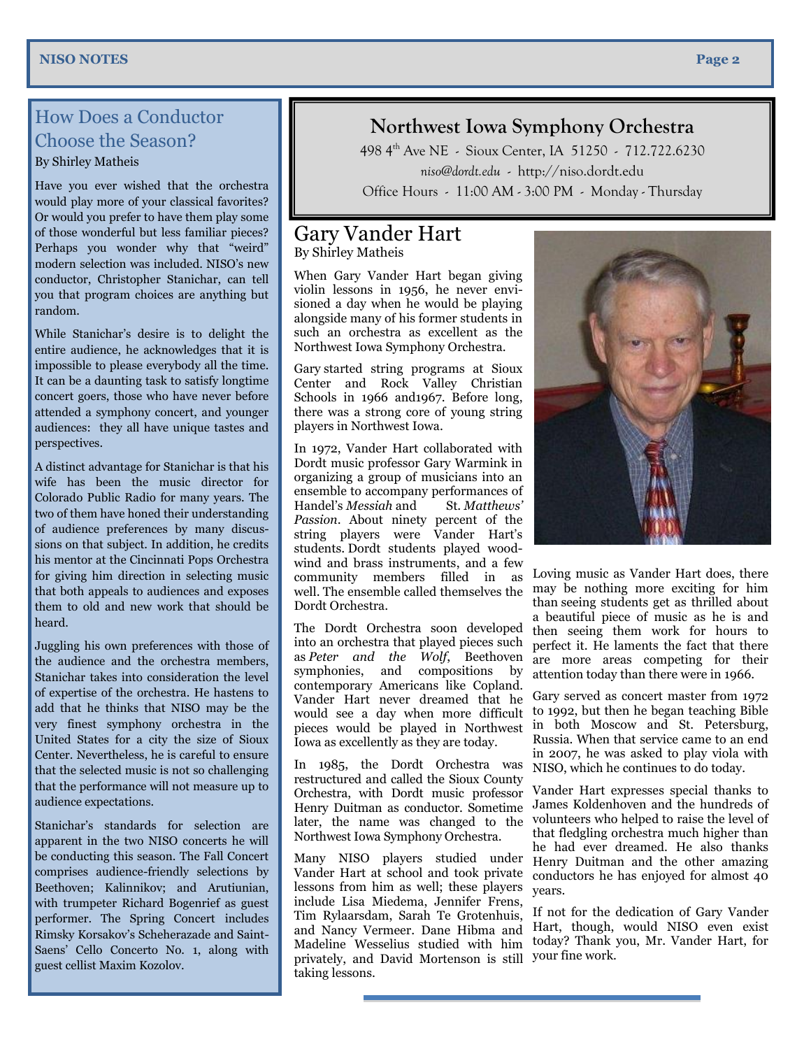## How Does a Conductor Choose the Season?

By Shirley Matheis

Have you ever wished that the orchestra would play more of your classical favorites? Or would you prefer to have them play some of those wonderful but less familiar pieces? Perhaps you wonder why that "weird" modern selection was included. NISO's new conductor, Christopher Stanichar, can tell you that program choices are anything but random.

While Stanichar's desire is to delight the entire audience, he acknowledges that it is impossible to please everybody all the time. It can be a daunting task to satisfy longtime concert goers, those who have never before attended a symphony concert, and younger audiences: they all have unique tastes and perspectives.

A distinct advantage for Stanichar is that his wife has been the music director for Colorado Public Radio for many years. The two of them have honed their understanding of audience preferences by many discussions on that subject. In addition, he credits his mentor at the Cincinnati Pops Orchestra for giving him direction in selecting music that both appeals to audiences and exposes them to old and new work that should be heard.

Juggling his own preferences with those of the audience and the orchestra members, Stanichar takes into consideration the level of expertise of the orchestra. He hastens to add that he thinks that NISO may be the very finest symphony orchestra in the United States for a city the size of Sioux Center. Nevertheless, he is careful to ensure that the selected music is not so challenging that the performance will not measure up to audience expectations.

Stanichar's standards for selection are apparent in the two NISO concerts he will be conducting this season. The Fall Concert comprises audience-friendly selections by Beethoven; Kalinnikov; and Arutiunian, with trumpeter Richard Bogenrief as guest performer. The Spring Concert includes Rimsky Korsakov's Scheherazade and Saint-Saens' Cello Concerto No. 1, along with guest cellist Maxim Kozolov.

## Northwest Iowa Symphony Orchestra

498 4th Ave NE - Sioux Center, IA 51250 - 712.722.6230

*niso@dordt.edu* - http://niso.dordt.edu

Office Hours - 11:00 AM - 3:00 PM - Monday - Thursday

## Gary Vander Hart

By Shirley Matheis

When Gary Vander Hart began giving violin lessons in 1956, he never envisioned a day when he would be playing alongside many of his former students in such an orchestra as excellent as the Northwest Iowa Symphony Orchestra.

Gary started string programs at Sioux Center and Rock Valley Christian Schools in 1966 and1967. Before long, there was a strong core of young string players in Northwest Iowa.

In 1972, Vander Hart collaborated with Dordt music professor Gary Warmink in organizing a group of musicians into an ensemble to accompany performances of Handel's *Messiah* and St. *Matthews' Passion*. About ninety percent of the string players were Vander Hart's students. Dordt students played woodwind and brass instruments, and a few community members filled in as well. The ensemble called themselves the Dordt Orchestra.

The Dordt Orchestra soon developed into an orchestra that played pieces such as *Peter and the Wolf*, Beethoven symphonies, and compositions by contemporary Americans like Copland. Vander Hart never dreamed that he would see a day when more difficult pieces would be played in Northwest Iowa as excellently as they are today.

In 1985, the Dordt Orchestra was restructured and called the Sioux County Orchestra, with Dordt music professor Henry Duitman as conductor. Sometime later, the name was changed to the Northwest Iowa Symphony Orchestra.

Many NISO players studied under Vander Hart at school and took private lessons from him as well; these players include Lisa Miedema, Jennifer Frens, Tim Rylaarsdam, Sarah Te Grotenhuis, and Nancy Vermeer. Dane Hibma and Madeline Wesselius studied with him privately, and David Mortenson is still taking lessons.

Loving music as Vander Hart does, there may be nothing more exciting for him than seeing students get as thrilled about a beautiful piece of music as he is and then seeing them work for hours to perfect it. He laments the fact that there are more areas competing for their attention today than there were in 1966.

Gary served as concert master from 1972 to 1992, but then he began teaching Bible in both Moscow and St. Petersburg, Russia. When that service came to an end in 2007, he was asked to play viola with NISO, which he continues to do today.

Vander Hart expresses special thanks to James Koldenhoven and the hundreds of volunteers who helped to raise the level of that fledgling orchestra much higher than he had ever dreamed. He also thanks Henry Duitman and the other amazing conductors he has enjoyed for almost 40 years.

If not for the dedication of Gary Vander Hart, though, would NISO even exist today? Thank you, Mr. Vander Hart, for your fine work.